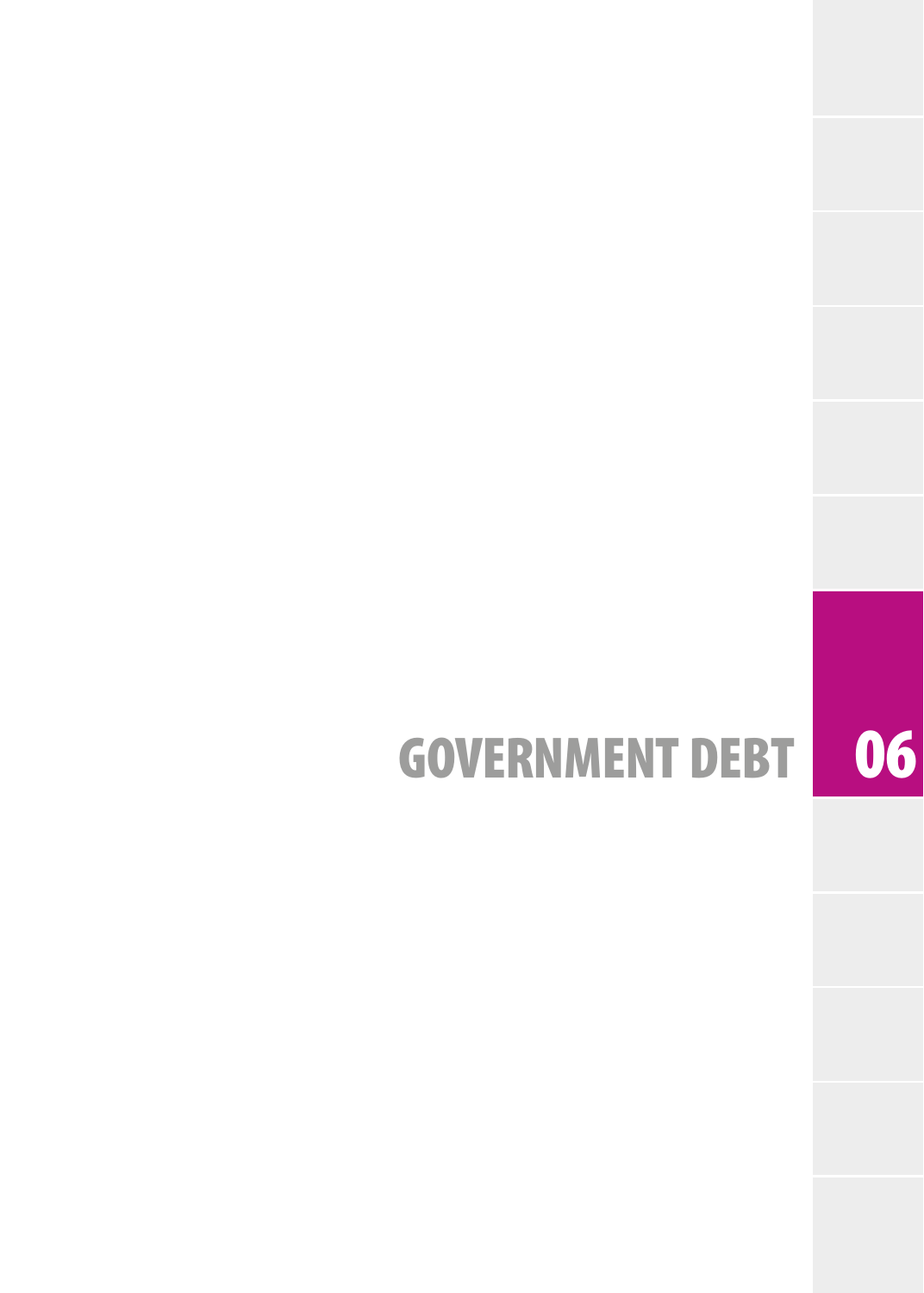# GOVERNMENT DEBT 06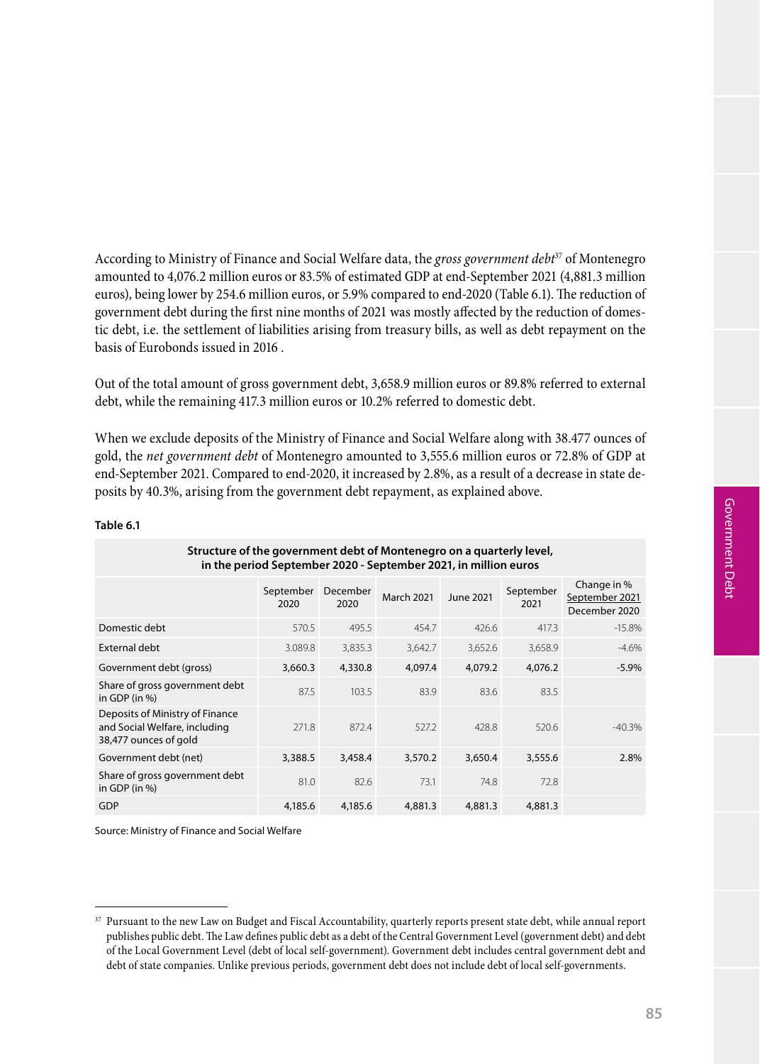According to Ministry of Finance and Social Welfare data, the *gross government debt*[37] of Montenegro amounted to 4,076.2 million euros or 83.5% of estimated GDP at end-September 2021 (4,881.3 million euros), being lower by 254.6 million euros, or 5.9% compared to end-2020 (Table 6.1). The reduction of government debt during the first nine months of 2021 was mostly affected by the reduction of domestic debt, i.e. the settlement of liabilities arising from treasury bills, as well as debt repayment on the basis of Eurobonds issued in 2016 .

Out of the total amount of gross government debt, 3,658.9 million euros or 89.8% referred to external debt, while the remaining 417.3 million euros or 10.2% referred to domestic debt.

When we exclude deposits of the Ministry of Finance and Social Welfare along with 38.477 ounces of gold, the *net government debt* of Montenegro amounted to 3,555.6 million euros or 72.8% of GDP at end-September 2021. Compared to end-2020, it increased by 2.8%, as a result of a decrease in state deposits by 40.3%, arising from the government debt repayment, as explained above.

**Table 6.1**

**Structure of the government debt of Montenegro on a quarterly level, in the period September 2020 - September 2021, in million euros**

| | September 2020 | December 2020 | March 2021 | June 2021 | September 2021 | Change in % September 2021 / December 2020 |
|---|---|---|---|---|---|---|
| Domestic debt | 570.5 | 495.5 | 454.7 | 426.6 | 417.3 | -15.8% |
| External debt | 3.089.8 | 3,835.3 | 3,642.7 | 3,652.6 | 3,658.9 | -4.6% |
| Government debt (gross) | **3,660.3** | **4,330.8** | **4,097.4** | **4,079.2** | **4,076.2** | **-5.9%** |
| Share of gross government debt in GDP (in %) | 87.5 | 103.5 | 83.9 | 83.6 | 83.5 | |
| Deposits of Ministry of Finance and Social Welfare, including 38,477 ounces of gold | 271.8 | 872.4 | 527.2 | 428.8 | 520.6 | -40.3% |
| Government debt (net) | **3,388.5** | **3,458.4** | **3,570.2** | **3,650.4** | **3,555.6** | **2.8%** |
| Share of gross government debt in GDP (in %) | 81.0 | 82.6 | 73.1 | 74.8 | 72.8 | |
| GDP | **4,185.6** | **4,185.6** | **4,881.3** | **4,881.3** | **4,881.3** | |

Source: Ministry of Finance and Social Welfare

[37] Pursuant to the new Law on Budget and Fiscal Accountability, quarterly reports present state debt, while annual report publishes public debt. The Law defines public debt as a debt of the Central Government Level (government debt) and debt of the Local Government Level (debt of local self-government). Government debt includes central government debt and debt of state companies. Unlike previous periods, government debt does not include debt of local self-governments.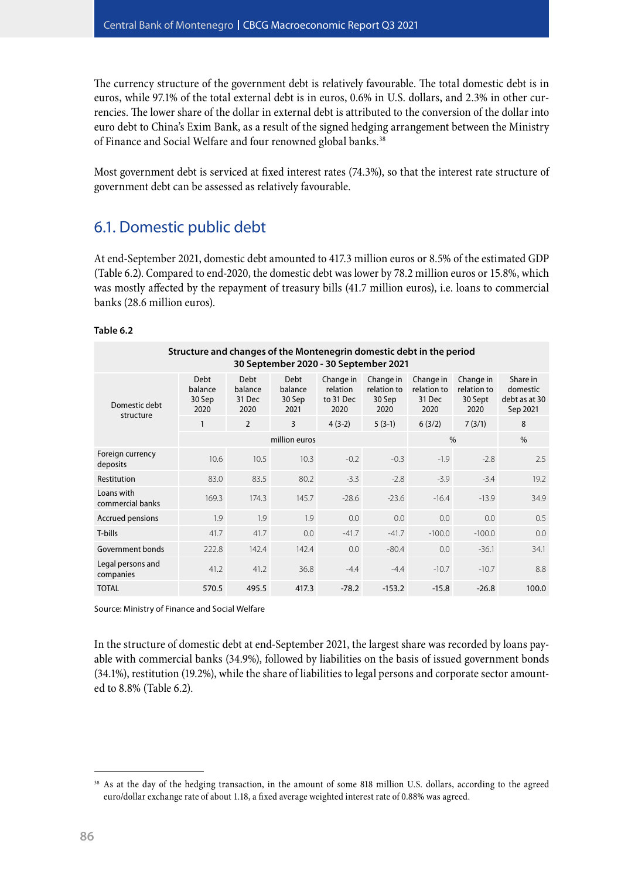The currency structure of the government debt is relatively favourable. The total domestic debt is in euros, while 97.1% of the total external debt is in euros, 0.6% in U.S. dollars, and 2.3% in other currencies. The lower share of the dollar in external debt is attributed to the conversion of the dollar into euro debt to China's Exim Bank, as a result of the signed hedging arrangement between the Ministry of Finance and Social Welfare and four renowned global banks.[38]

Most government debt is serviced at fixed interest rates (74.3%), so that the interest rate structure of government debt can be assessed as relatively favourable.

## 6.1. Domestic public debt

At end-September 2021, domestic debt amounted to 417.3 million euros or 8.5% of the estimated GDP (Table 6.2). Compared to end-2020, the domestic debt was lower by 78.2 million euros or 15.8%, which was mostly affected by the repayment of treasury bills (41.7 million euros), i.e. loans to commercial banks (28.6 million euros).

**Table 6.2**

**Structure and changes of the Montenegrin domestic debt in the period 30 September 2020 - 30 September 2021**

| Domestic debt structure | Debt balance 30 Sep 2020 | Debt balance 31 Dec 2020 | Debt balance 30 Sep 2021 | Change in relation to 31 Dec 2020 | Change in relation to 30 Sep 2020 | Change in relation to 31 Dec 2020 | Change in relation to 30 Sept 2020 | Share in domestic debt as at 30 Sep 2021 |
|---|---|---|---|---|---|---|---|---|
| | 1 | 2 | 3 | 4 (3-2) | 5 (3-1) | 6 (3/2) | 7 (3/1) | 8 |
| | million euros | | | | | % | | % |
| Foreign currency deposits | 10.6 | 10.5 | 10.3 | -0.2 | -0.3 | -1.9 | -2.8 | 2.5 |
| Restitution | 83.0 | 83.5 | 80.2 | -3.3 | -2.8 | -3.9 | -3.4 | 19.2 |
| Loans with commercial banks | 169.3 | 174.3 | 145.7 | -28.6 | -23.6 | -16.4 | -13.9 | 34.9 |
| Accrued pensions | 1.9 | 1.9 | 1.9 | 0.0 | 0.0 | 0.0 | 0.0 | 0.5 |
| T-bills | 41.7 | 41.7 | 0.0 | -41.7 | -41.7 | -100.0 | -100.0 | 0.0 |
| Government bonds | 222.8 | 142.4 | 142.4 | 0.0 | -80.4 | 0.0 | -36.1 | 34.1 |
| Legal persons and companies | 41.2 | 41.2 | 36.8 | -4.4 | -4.4 | -10.7 | -10.7 | 8.8 |
| TOTAL | 570.5 | 495.5 | 417.3 | -78.2 | -153.2 | -15.8 | -26.8 | 100.0 |

Source: Ministry of Finance and Social Welfare

In the structure of domestic debt at end-September 2021, the largest share was recorded by loans payable with commercial banks (34.9%), followed by liabilities on the basis of issued government bonds (34.1%), restitution (19.2%), while the share of liabilities to legal persons and corporate sector amounted to 8.8% (Table 6.2).

[38] As at the day of the hedging transaction, in the amount of some 818 million U.S. dollars, according to the agreed euro/dollar exchange rate of about 1.18, a fixed average weighted interest rate of 0.88% was agreed.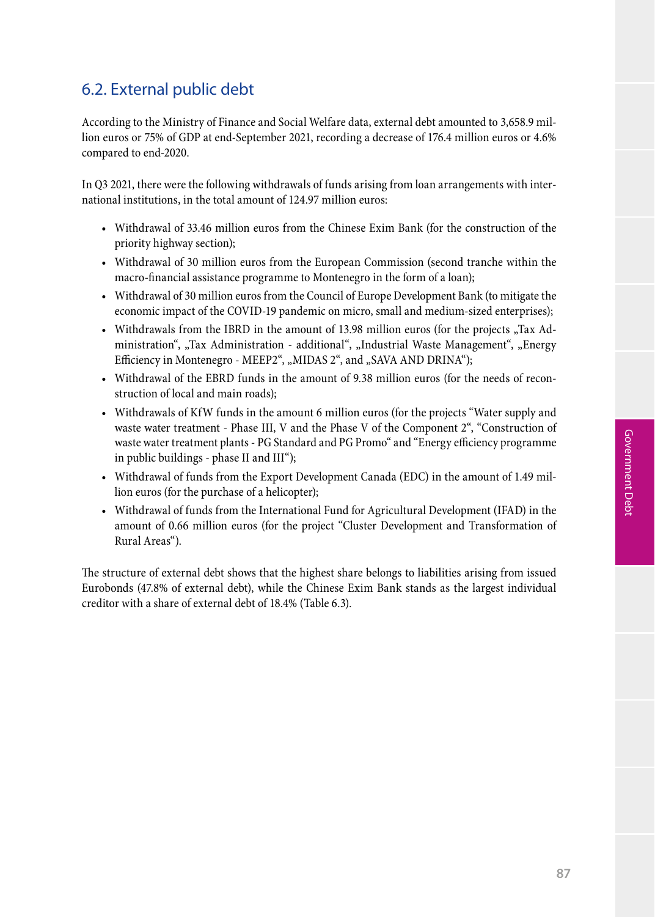## 6.2. External public debt

According to the Ministry of Finance and Social Welfare data, external debt amounted to 3,658.9 million euros or 75% of GDP at end-September 2021, recording a decrease of 176.4 million euros or 4.6% compared to end-2020.

In Q3 2021, there were the following withdrawals of funds arising from loan arrangements with international institutions, in the total amount of 124.97 million euros:

- Withdrawal of 33.46 million euros from the Chinese Exim Bank (for the construction of the priority highway section);
- Withdrawal of 30 million euros from the European Commission (second tranche within the macro-financial assistance programme to Montenegro in the form of a loan);
- Withdrawal of 30 million euros from the Council of Europe Development Bank (to mitigate the economic impact of the COVID-19 pandemic on micro, small and medium-sized enterprises);
- Withdrawals from the IBRD in the amount of 13.98 million euros (for the projects „Tax Administration", „Tax Administration - additional", „Industrial Waste Management", „Energy Efficiency in Montenegro - MEEP2", „MIDAS 2", and „SAVA AND DRINA");
- Withdrawal of the EBRD funds in the amount of 9.38 million euros (for the needs of reconstruction of local and main roads);
- Withdrawals of KfW funds in the amount 6 million euros (for the projects "Water supply and waste water treatment - Phase III, V and the Phase V of the Component 2", "Construction of waste water treatment plants - PG Standard and PG Promo" and "Energy efficiency programme in public buildings - phase II and III");
- Withdrawal of funds from the Export Development Canada (EDC) in the amount of 1.49 million euros (for the purchase of a helicopter);
- Withdrawal of funds from the International Fund for Agricultural Development (IFAD) in the amount of 0.66 million euros (for the project "Cluster Development and Transformation of Rural Areas").

The structure of external debt shows that the highest share belongs to liabilities arising from issued Eurobonds (47.8% of external debt), while the Chinese Exim Bank stands as the largest individual creditor with a share of external debt of 18.4% (Table 6.3).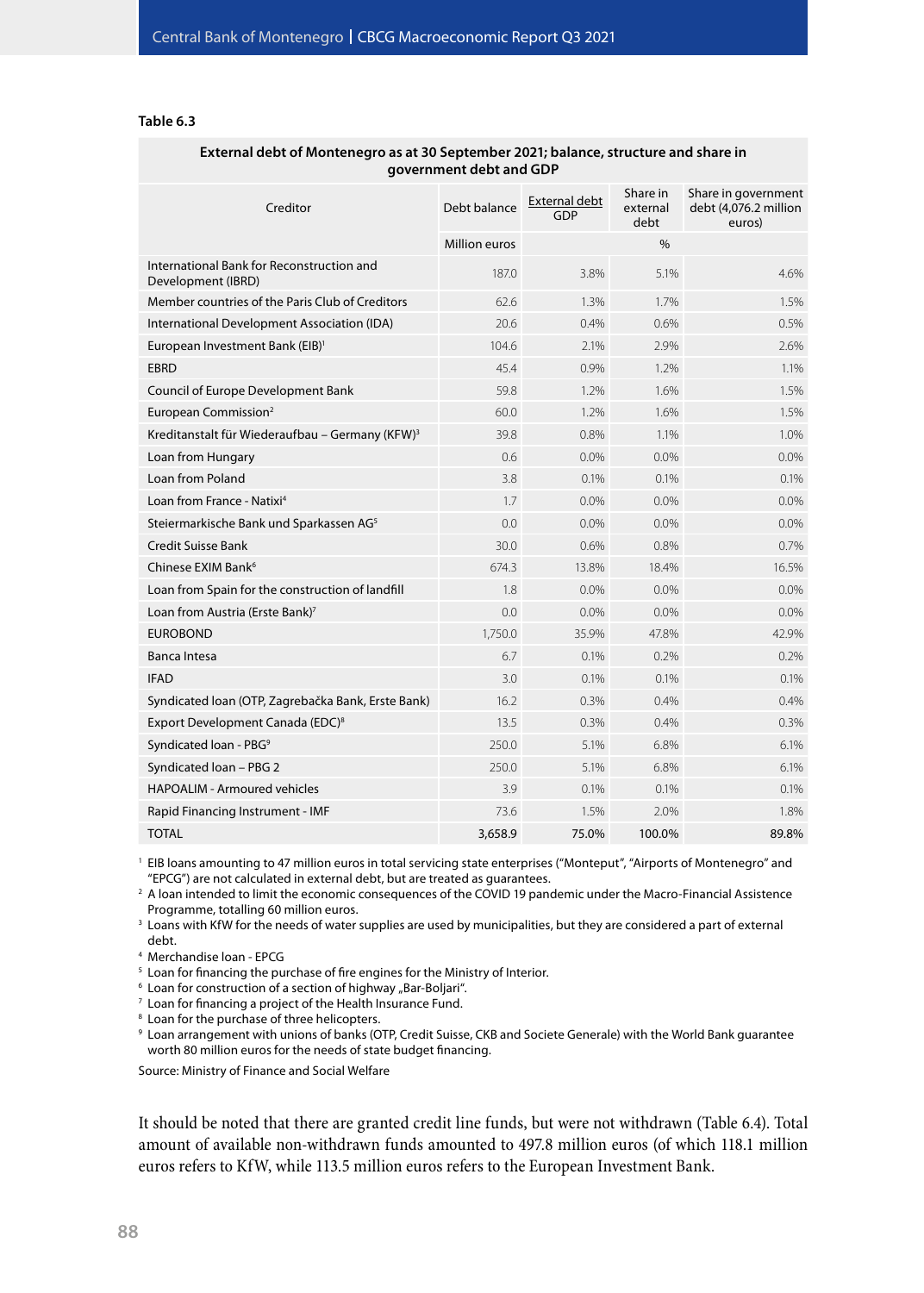**Table 6.3**

| External debt of Montenegro as at 30 September 2021; balance, structure and share in government debt and GDP | | | | |
|---|---|---|---|---|
| Creditor | Debt balance | External debt GDP | Share in external debt | Share in government debt (4,076.2 million euros) |
| | Million euros | % | | |
| International Bank for Reconstruction and Development (IBRD) | 187.0 | 3.8% | 5.1% | 4.6% |
| Member countries of the Paris Club of Creditors | 62.6 | 1.3% | 1.7% | 1.5% |
| International Development Association (IDA) | 20.6 | 0.4% | 0.6% | 0.5% |
| European Investment Bank (EIB)[1] | 104.6 | 2.1% | 2.9% | 2.6% |
| EBRD | 45.4 | 0.9% | 1.2% | 1.1% |
| Council of Europe Development Bank | 59.8 | 1.2% | 1.6% | 1.5% |
| European Commission[2] | 60.0 | 1.2% | 1.6% | 1.5% |
| Kreditanstalt für Wiederaufbau – Germany (KFW)[3] | 39.8 | 0.8% | 1.1% | 1.0% |
| Loan from Hungary | 0.6 | 0.0% | 0.0% | 0.0% |
| Loan from Poland | 3.8 | 0.1% | 0.1% | 0.1% |
| Loan from France - Natixi[4] | 1.7 | 0.0% | 0.0% | 0.0% |
| Steiermarkische Bank und Sparkassen AG[5] | 0.0 | 0.0% | 0.0% | 0.0% |
| Credit Suisse Bank | 30.0 | 0.6% | 0.8% | 0.7% |
| Chinese EXIM Bank[6] | 674.3 | 13.8% | 18.4% | 16.5% |
| Loan from Spain for the construction of landfill | 1.8 | 0.0% | 0.0% | 0.0% |
| Loan from Austria (Erste Bank)[7] | 0.0 | 0.0% | 0.0% | 0.0% |
| EUROBOND | 1,750.0 | 35.9% | 47.8% | 42.9% |
| Banca Intesa | 6.7 | 0.1% | 0.2% | 0.2% |
| IFAD | 3.0 | 0.1% | 0.1% | 0.1% |
| Syndicated loan (OTP, Zagrebačka Bank, Erste Bank) | 16.2 | 0.3% | 0.4% | 0.4% |
| Export Development Canada (EDC)[8] | 13.5 | 0.3% | 0.4% | 0.3% |
| Syndicated loan - PBG[9] | 250.0 | 5.1% | 6.8% | 6.1% |
| Syndicated loan – PBG 2 | 250.0 | 5.1% | 6.8% | 6.1% |
| HAPOALIM - Armoured vehicles | 3.9 | 0.1% | 0.1% | 0.1% |
| Rapid Financing Instrument - IMF | 73.6 | 1.5% | 2.0% | 1.8% |
| TOTAL | 3,658.9 | 75.0% | 100.0% | 89.8% |

[1] EIB loans amounting to 47 million euros in total servicing state enterprises ("Monteput", "Airports of Montenegro" and "EPCG") are not calculated in external debt, but are treated as guarantees.
[2] A loan intended to limit the economic consequences of the COVID 19 pandemic under the Macro-Financial Assistence Programme, totalling 60 million euros.
[3] Loans with KfW for the needs of water supplies are used by municipalities, but they are considered a part of external debt.
[4] Merchandise loan - EPCG
[5] Loan for financing the purchase of fire engines for the Ministry of Interior.
[6] Loan for construction of a section of highway „Bar-Boljari".
[7] Loan for financing a project of the Health Insurance Fund.
[8] Loan for the purchase of three helicopters.
[9] Loan arrangement with unions of banks (OTP, Credit Suisse, CKB and Societe Generale) with the World Bank guarantee worth 80 million euros for the needs of state budget financing.

Source: Ministry of Finance and Social Welfare

It should be noted that there are granted credit line funds, but were not withdrawn (Table 6.4). Total amount of available non-withdrawn funds amounted to 497.8 million euros (of which 118.1 million euros refers to KfW, while 113.5 million euros refers to the European Investment Bank.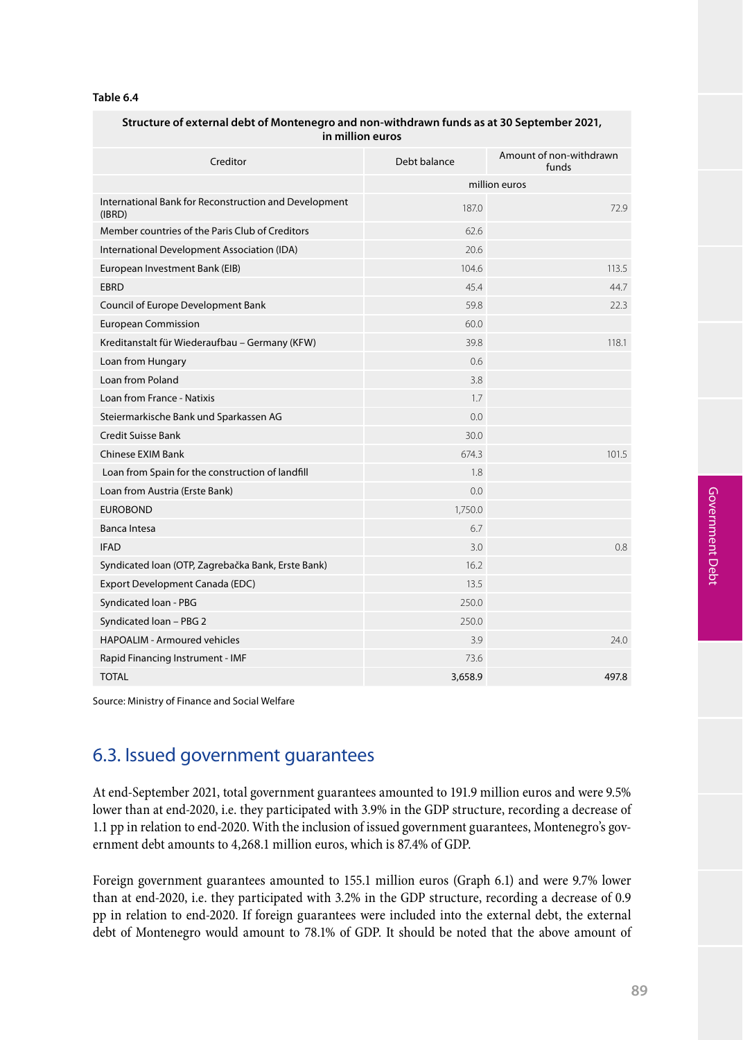**Table 6.4**

| Structure of external debt of Montenegro and non-withdrawn funds as at 30 September 2021, in million euros | | |
|---|---|---|
| Creditor | Debt balance | Amount of non-withdrawn funds |
| | million euros | |
| International Bank for Reconstruction and Development (IBRD) | 187.0 | 72.9 |
| Member countries of the Paris Club of Creditors | 62.6 | |
| International Development Association (IDA) | 20.6 | |
| European Investment Bank (EIB) | 104.6 | 113.5 |
| EBRD | 45.4 | 44.7 |
| Council of Europe Development Bank | 59.8 | 22.3 |
| European Commission | 60.0 | |
| Kreditanstalt für Wiederaufbau – Germany (KFW) | 39.8 | 118.1 |
| Loan from Hungary | 0.6 | |
| Loan from Poland | 3.8 | |
| Loan from France - Natixis | 1.7 | |
| Steiermarkische Bank und Sparkassen AG | 0.0 | |
| Credit Suisse Bank | 30.0 | |
| Chinese EXIM Bank | 674.3 | 101.5 |
| Loan from Spain for the construction of landfill | 1.8 | |
| Loan from Austria (Erste Bank) | 0.0 | |
| EUROBOND | 1,750.0 | |
| Banca Intesa | 6.7 | |
| IFAD | 3.0 | 0.8 |
| Syndicated loan (OTP, Zagrebačka Bank, Erste Bank) | 16.2 | |
| Export Development Canada (EDC) | 13.5 | |
| Syndicated loan - PBG | 250.0 | |
| Syndicated loan – PBG 2 | 250.0 | |
| HAPOALIM - Armoured vehicles | 3.9 | 24.0 |
| Rapid Financing Instrument - IMF | 73.6 | |
| TOTAL | 3,658.9 | 497.8 |

Source: Ministry of Finance and Social Welfare

## 6.3. Issued government guarantees

At end-September 2021, total government guarantees amounted to 191.9 million euros and were 9.5% lower than at end-2020, i.e. they participated with 3.9% in the GDP structure, recording a decrease of 1.1 pp in relation to end-2020. With the inclusion of issued government guarantees, Montenegro's government debt amounts to 4,268.1 million euros, which is 87.4% of GDP.

Foreign government guarantees amounted to 155.1 million euros (Graph 6.1) and were 9.7% lower than at end-2020, i.e. they participated with 3.2% in the GDP structure, recording a decrease of 0.9 pp in relation to end-2020. If foreign guarantees were included into the external debt, the external debt of Montenegro would amount to 78.1% of GDP. It should be noted that the above amount of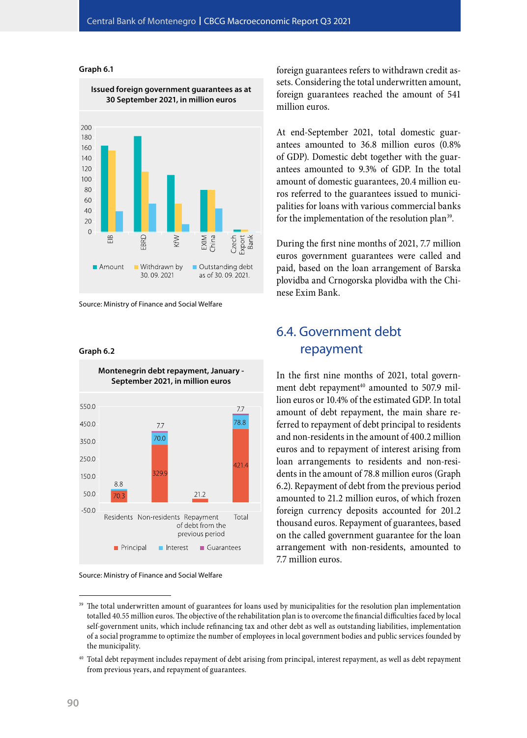**Graph 6.1**

**Issued foreign government guarantees as at 30 September 2021, in million euros**

200
180
160
140
120
100
80
60
40
20
0

EIB
EBRD
KfW
EXIM China
Czech Export Bank

Amount
Withdrawn by 30. 09. 2021
Outstanding debt as of 30. 09. 2021.

Source: Ministry of Finance and Social Welfare

**Graph 6.2**

**Montenegrin debt repayment, January - September 2021, in million euros**

550.0
450.0
350.0
250.0
150.0
50.0
-50.0

8.8
70.3
7.7
70.0
329.9
21.2
7.7
78.8
421.4

Residents
Non-residents
Repayment of debt from the previous period
Total

Principal
Interest
Guarantees

Source: Ministry of Finance and Social Welfare

foreign guarantees refers to withdrawn credit assets. Considering the total underwritten amount, foreign guarantees reached the amount of 541 million euros.

At end-September 2021, total domestic guarantees amounted to 36.8 million euros (0.8% of GDP). Domestic debt together with the guarantees amounted to 9.3% of GDP. In the total amount of domestic guarantees, 20.4 million euros referred to the guarantees issued to municipalities for loans with various commercial banks for the implementation of the resolution plan[39].

During the first nine months of 2021, 7.7 million euros government guarantees were called and paid, based on the loan arrangement of Barska plovidba and Crnogorska plovidba with the Chinese Exim Bank.

## 6.4. Government debt repayment

In the first nine months of 2021, total government debt repayment[40] amounted to 507.9 million euros or 10.4% of the estimated GDP. In total amount of debt repayment, the main share referred to repayment of debt principal to residents and non-residents in the amount of 400.2 million euros and to repayment of interest arising from loan arrangements to residents and non-residents in the amount of 78.8 million euros (Graph 6.2). Repayment of debt from the previous period amounted to 21.2 million euros, of which frozen foreign currency deposits accounted for 201.2 thousand euros. Repayment of guarantees, based on the called government guarantee for the loan arrangement with non-residents, amounted to 7.7 million euros.

---

[39] The total underwritten amount of guarantees for loans used by municipalities for the resolution plan implementation totalled 40.55 million euros. The objective of the rehabilitation plan is to overcome the financial difficulties faced by local self-government units, which include refinancing tax and other debt as well as outstanding liabilities, implementation of a social programme to optimize the number of employees in local government bodies and public services founded by the municipality.

[40] Total debt repayment includes repayment of debt arising from principal, interest repayment, as well as debt repayment from previous years, and repayment of guarantees.